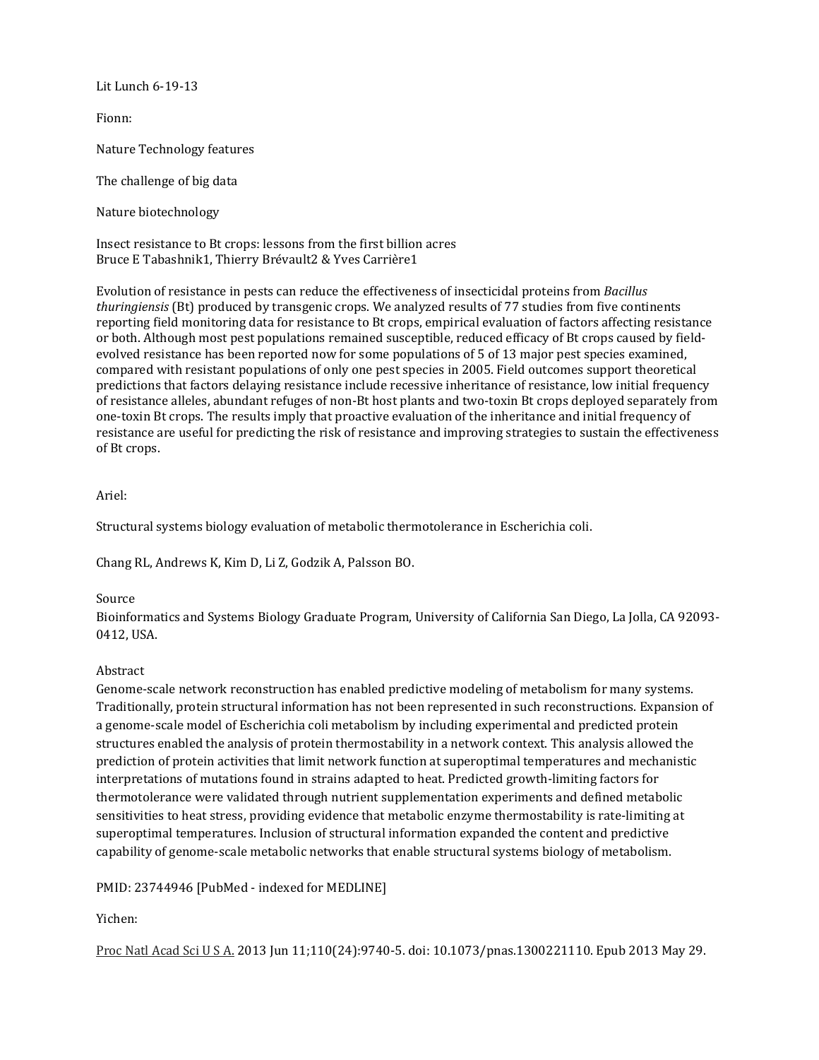Lit Lunch 6-19-13

Fionn:

Nature Technology features

The challenge of big data

Nature biotechnology

Insect resistance to Bt crops: lessons from the first billion acres
Bruce E Tabashnik1, Thierry Brévault2 & Yves Carrière1

Evolution of resistance in pests can reduce the effectiveness of insecticidal proteins from *Bacillus thuringiensis* (Bt) produced by transgenic crops. We analyzed results of 77 studies from five continents reporting field monitoring data for resistance to Bt crops, empirical evaluation of factors affecting resistance or both. Although most pest populations remained susceptible, reduced efficacy of Bt crops caused by field-evolved resistance has been reported now for some populations of 5 of 13 major pest species examined, compared with resistant populations of only one pest species in 2005. Field outcomes support theoretical predictions that factors delaying resistance include recessive inheritance of resistance, low initial frequency of resistance alleles, abundant refuges of non-Bt host plants and two-toxin Bt crops deployed separately from one-toxin Bt crops. The results imply that proactive evaluation of the inheritance and initial frequency of resistance are useful for predicting the risk of resistance and improving strategies to sustain the effectiveness of Bt crops.

Ariel:

Structural systems biology evaluation of metabolic thermotolerance in Escherichia coli.

Chang RL, Andrews K, Kim D, Li Z, Godzik A, Palsson BO.

Source
Bioinformatics and Systems Biology Graduate Program, University of California San Diego, La Jolla, CA 92093-0412, USA.

Abstract
Genome-scale network reconstruction has enabled predictive modeling of metabolism for many systems. Traditionally, protein structural information has not been represented in such reconstructions. Expansion of a genome-scale model of Escherichia coli metabolism by including experimental and predicted protein structures enabled the analysis of protein thermostability in a network context. This analysis allowed the prediction of protein activities that limit network function at superoptimal temperatures and mechanistic interpretations of mutations found in strains adapted to heat. Predicted growth-limiting factors for thermotolerance were validated through nutrient supplementation experiments and defined metabolic sensitivities to heat stress, providing evidence that metabolic enzyme thermostability is rate-limiting at superoptimal temperatures. Inclusion of structural information expanded the content and predictive capability of genome-scale metabolic networks that enable structural systems biology of metabolism.

PMID: 23744946 [PubMed - indexed for MEDLINE]

Yichen:

Proc Natl Acad Sci U S A. 2013 Jun 11;110(24):9740-5. doi: 10.1073/pnas.1300221110. Epub 2013 May 29.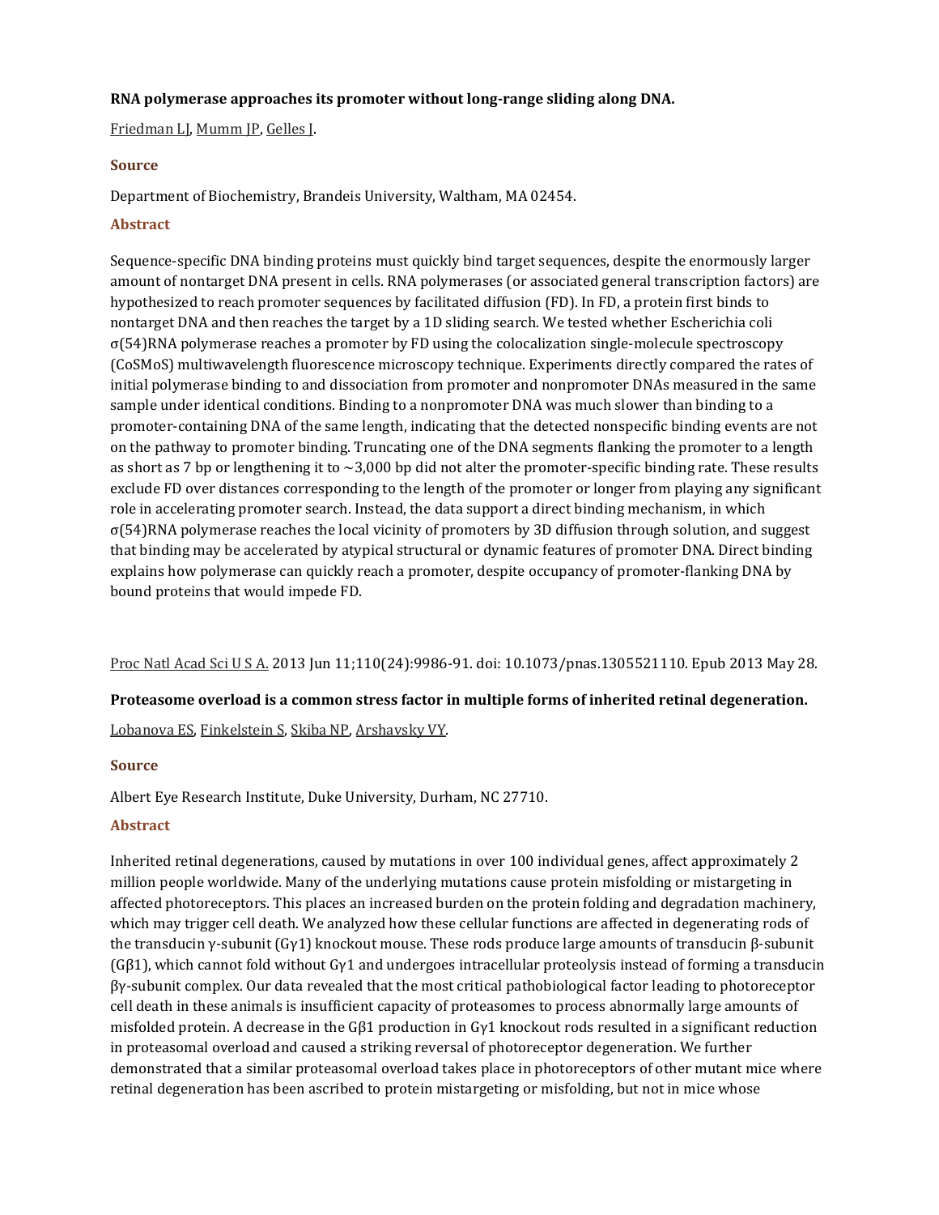**RNA polymerase approaches its promoter without long-range sliding along DNA.**

Friedman LJ, Mumm JP, Gelles J.

### Source

Department of Biochemistry, Brandeis University, Waltham, MA 02454.

### Abstract

Sequence-specific DNA binding proteins must quickly bind target sequences, despite the enormously larger amount of nontarget DNA present in cells. RNA polymerases (or associated general transcription factors) are hypothesized to reach promoter sequences by facilitated diffusion (FD). In FD, a protein first binds to nontarget DNA and then reaches the target by a 1D sliding search. We tested whether Escherichia coli σ(54)RNA polymerase reaches a promoter by FD using the colocalization single-molecule spectroscopy (CoSMoS) multiwavelength fluorescence microscopy technique. Experiments directly compared the rates of initial polymerase binding to and dissociation from promoter and nonpromoter DNAs measured in the same sample under identical conditions. Binding to a nonpromoter DNA was much slower than binding to a promoter-containing DNA of the same length, indicating that the detected nonspecific binding events are not on the pathway to promoter binding. Truncating one of the DNA segments flanking the promoter to a length as short as 7 bp or lengthening it to ∼3,000 bp did not alter the promoter-specific binding rate. These results exclude FD over distances corresponding to the length of the promoter or longer from playing any significant role in accelerating promoter search. Instead, the data support a direct binding mechanism, in which σ(54)RNA polymerase reaches the local vicinity of promoters by 3D diffusion through solution, and suggest that binding may be accelerated by atypical structural or dynamic features of promoter DNA. Direct binding explains how polymerase can quickly reach a promoter, despite occupancy of promoter-flanking DNA by bound proteins that would impede FD.

Proc Natl Acad Sci U S A. 2013 Jun 11;110(24):9986-91. doi: 10.1073/pnas.1305521110. Epub 2013 May 28.

**Proteasome overload is a common stress factor in multiple forms of inherited retinal degeneration.**

Lobanova ES, Finkelstein S, Skiba NP, Arshavsky VY.

### Source

Albert Eye Research Institute, Duke University, Durham, NC 27710.

### Abstract

Inherited retinal degenerations, caused by mutations in over 100 individual genes, affect approximately 2 million people worldwide. Many of the underlying mutations cause protein misfolding or mistargeting in affected photoreceptors. This places an increased burden on the protein folding and degradation machinery, which may trigger cell death. We analyzed how these cellular functions are affected in degenerating rods of the transducin γ-subunit (Gγ1) knockout mouse. These rods produce large amounts of transducin β-subunit (Gβ1), which cannot fold without Gγ1 and undergoes intracellular proteolysis instead of forming a transducin βγ-subunit complex. Our data revealed that the most critical pathobiological factor leading to photoreceptor cell death in these animals is insufficient capacity of proteasomes to process abnormally large amounts of misfolded protein. A decrease in the Gβ1 production in Gγ1 knockout rods resulted in a significant reduction in proteasomal overload and caused a striking reversal of photoreceptor degeneration. We further demonstrated that a similar proteasomal overload takes place in photoreceptors of other mutant mice where retinal degeneration has been ascribed to protein mistargeting or misfolding, but not in mice whose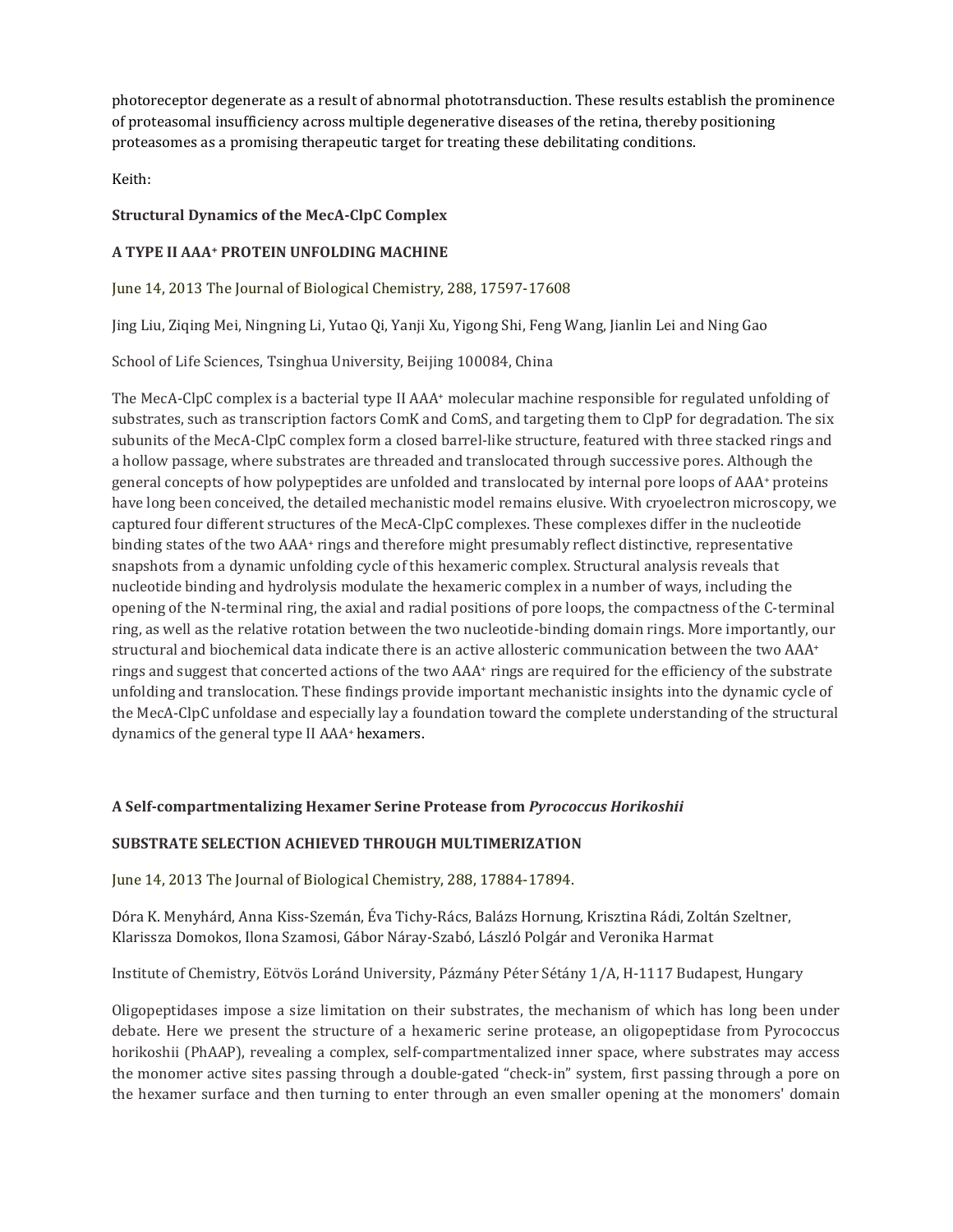photoreceptor degenerate as a result of abnormal phototransduction. These results establish the prominence of proteasomal insufficiency across multiple degenerative diseases of the retina, thereby positioning proteasomes as a promising therapeutic target for treating these debilitating conditions.

Keith:

**Structural Dynamics of the MecA-ClpC Complex**

**A TYPE II AAA⁺ PROTEIN UNFOLDING MACHINE**

June 14, 2013 The Journal of Biological Chemistry, 288, 17597-17608

Jing Liu, Ziqing Mei, Ningning Li, Yutao Qi, Yanji Xu, Yigong Shi, Feng Wang, Jianlin Lei and Ning Gao

School of Life Sciences, Tsinghua University, Beijing 100084, China

The MecA-ClpC complex is a bacterial type II AAA⁺ molecular machine responsible for regulated unfolding of substrates, such as transcription factors ComK and ComS, and targeting them to ClpP for degradation. The six subunits of the MecA-ClpC complex form a closed barrel-like structure, featured with three stacked rings and a hollow passage, where substrates are threaded and translocated through successive pores. Although the general concepts of how polypeptides are unfolded and translocated by internal pore loops of AAA⁺ proteins have long been conceived, the detailed mechanistic model remains elusive. With cryoelectron microscopy, we captured four different structures of the MecA-ClpC complexes. These complexes differ in the nucleotide binding states of the two AAA⁺ rings and therefore might presumably reflect distinctive, representative snapshots from a dynamic unfolding cycle of this hexameric complex. Structural analysis reveals that nucleotide binding and hydrolysis modulate the hexameric complex in a number of ways, including the opening of the N-terminal ring, the axial and radial positions of pore loops, the compactness of the C-terminal ring, as well as the relative rotation between the two nucleotide-binding domain rings. More importantly, our structural and biochemical data indicate there is an active allosteric communication between the two AAA⁺ rings and suggest that concerted actions of the two AAA⁺ rings are required for the efficiency of the substrate unfolding and translocation. These findings provide important mechanistic insights into the dynamic cycle of the MecA-ClpC unfoldase and especially lay a foundation toward the complete understanding of the structural dynamics of the general type II AAA⁺ hexamers.

**A Self-compartmentalizing Hexamer Serine Protease from *Pyrococcus Horikoshii***

**SUBSTRATE SELECTION ACHIEVED THROUGH MULTIMERIZATION**

June 14, 2013 The Journal of Biological Chemistry, 288, 17884-17894.

Dóra K. Menyhárd, Anna Kiss-Szemán, Éva Tichy-Rácz, Balázs Hornung, Krisztina Rádi, Zoltán Szeltner, Klarissza Domokos, Ilona Szamosi, Gábor Náray-Szabó, László Polgár and Veronika Harmat

Institute of Chemistry, Eötvös Loránd University, Pázmány Péter Sétány 1/A, H-1117 Budapest, Hungary

Oligopeptidases impose a size limitation on their substrates, the mechanism of which has long been under debate. Here we present the structure of a hexameric serine protease, an oligopeptidase from Pyrococcus horikoshii (PhAAP), revealing a complex, self-compartmentalized inner space, where substrates may access the monomer active sites passing through a double-gated "check-in" system, first passing through a pore on the hexamer surface and then turning to enter through an even smaller opening at the monomers' domain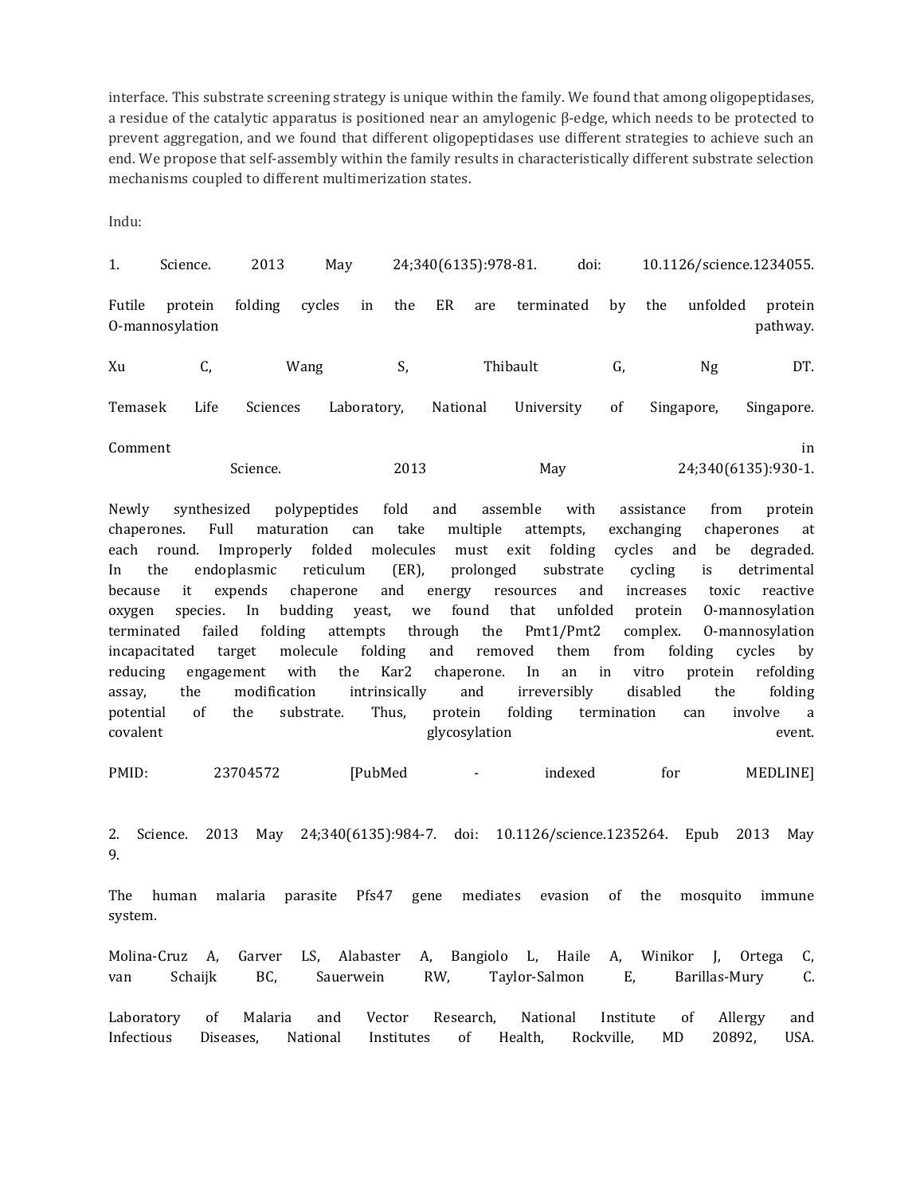interface. This substrate screening strategy is unique within the family. We found that among oligopeptidases, a residue of the catalytic apparatus is positioned near an amylogenic β-edge, which needs to be protected to prevent aggregation, and we found that different oligopeptidases use different strategies to achieve such an end. We propose that self-assembly within the family results in characteristically different substrate selection mechanisms coupled to different multimerization states.

Indu:

1. Science. 2013 May 24;340(6135):978-81. doi: 10.1126/science.1234055.

Futile protein folding cycles in the ER are terminated by the unfolded protein O-mannosylation pathway.

Xu C, Wang S, Thibault G, Ng DT.

Temasek Life Sciences Laboratory, National University of Singapore, Singapore.

Comment in
Science. 2013 May 24;340(6135):930-1.

Newly synthesized polypeptides fold and assemble with assistance from protein chaperones. Full maturation can take multiple attempts, exchanging chaperones at each round. Improperly folded molecules must exit folding cycles and be degraded. In the endoplasmic reticulum (ER), prolonged substrate cycling is detrimental because it expends chaperone and energy resources and increases toxic reactive oxygen species. In budding yeast, we found that unfolded protein O-mannosylation terminated failed folding attempts through the Pmt1/Pmt2 complex. O-mannosylation incapacitated target molecule folding and removed them from folding cycles by reducing engagement with the Kar2 chaperone. In an in vitro protein refolding assay, the modification intrinsically and irreversibly disabled the folding potential of the substrate. Thus, protein folding termination can involve a covalent glycosylation event.

PMID: 23704572 [PubMed - indexed for MEDLINE]

2. Science. 2013 May 24;340(6135):984-7. doi: 10.1126/science.1235264. Epub 2013 May 9.

The human malaria parasite Pfs47 gene mediates evasion of the mosquito immune system.

Molina-Cruz A, Garver LS, Alabaster A, Bangiolo L, Haile A, Winikor J, Ortega C, van Schaijk BC, Sauerwein RW, Taylor-Salmon E, Barillas-Mury C.

Laboratory of Malaria and Vector Research, National Institute of Allergy and Infectious Diseases, National Institutes of Health, Rockville, MD 20892, USA.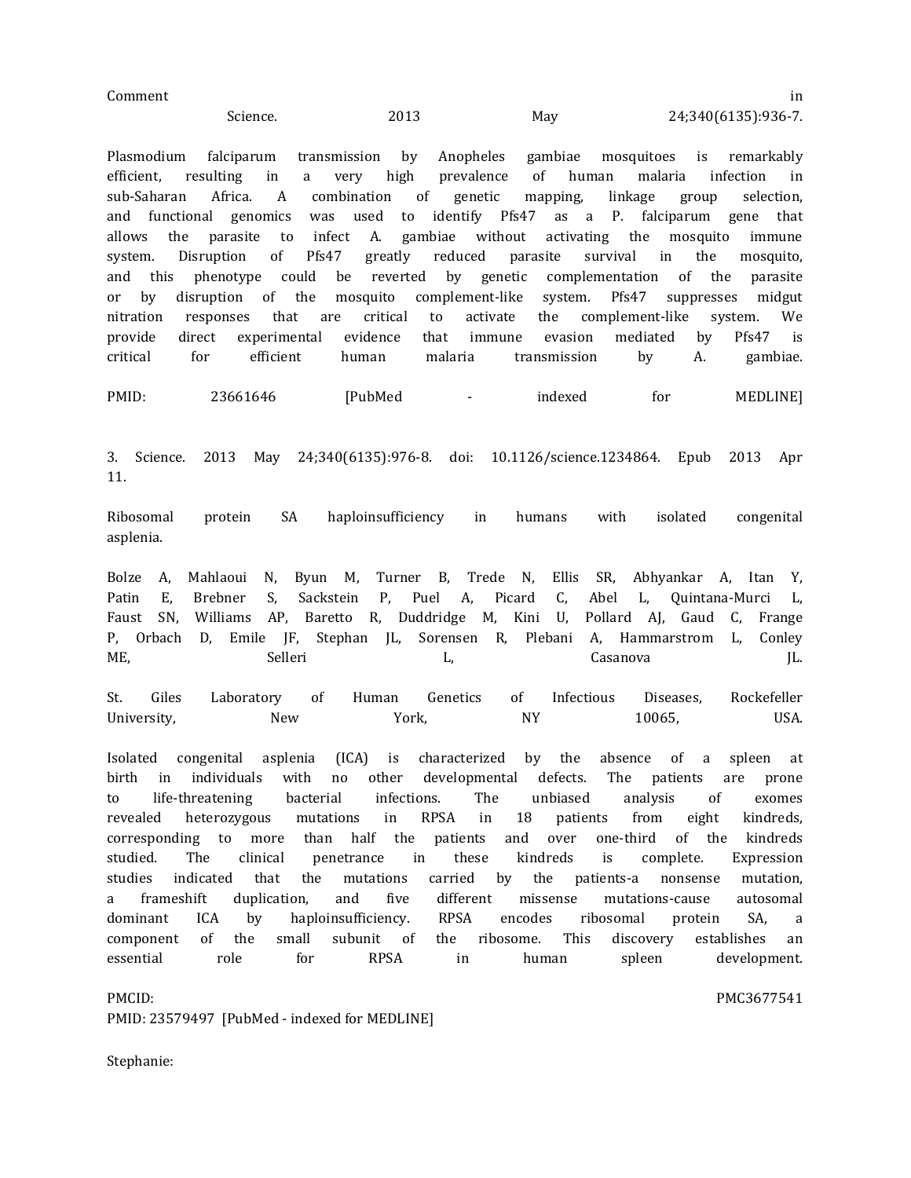Comment in Science. 2013 May 24;340(6135):936-7.

Plasmodium falciparum transmission by Anopheles gambiae mosquitoes is remarkably efficient, resulting in a very high prevalence of human malaria infection in sub-Saharan Africa. A combination of genetic mapping, linkage group selection, and functional genomics was used to identify Pfs47 as a P. falciparum gene that allows the parasite to infect A. gambiae without activating the mosquito immune system. Disruption of Pfs47 greatly reduced parasite survival in the mosquito, and this phenotype could be reverted by genetic complementation of the parasite or by disruption of the mosquito complement-like system. Pfs47 suppresses midgut nitration responses that are critical to activate the complement-like system. We provide direct experimental evidence that immune evasion mediated by Pfs47 is critical for efficient human malaria transmission by A. gambiae.

PMID: 23661646 [PubMed - indexed for MEDLINE]

3. Science. 2013 May 24;340(6135):976-8. doi: 10.1126/science.1234864. Epub 2013 Apr 11.

Ribosomal protein SA haploinsufficiency in humans with isolated congenital asplenia.

Bolze A, Mahlaoui N, Byun M, Turner B, Trede N, Ellis SR, Abhyankar A, Itan Y, Patin E, Brebner S, Sackstein P, Puel A, Picard C, Abel L, Quintana-Murci L, Faust SN, Williams AP, Baretto R, Duddridge M, Kini U, Pollard AJ, Gaud C, Frange P, Orbach D, Emile JF, Stephan JL, Sorensen R, Plebani A, Hammarstrom L, Conley ME, Selleri L, Casanova JL.

St. Giles Laboratory of Human Genetics of Infectious Diseases, Rockefeller University, New York, NY 10065, USA.

Isolated congenital asplenia (ICA) is characterized by the absence of a spleen at birth in individuals with no other developmental defects. The patients are prone to life-threatening bacterial infections. The unbiased analysis of exomes revealed heterozygous mutations in RPSA in 18 patients from eight kindreds, corresponding to more than half the patients and over one-third of the kindreds studied. The clinical penetrance in these kindreds is complete. Expression studies indicated that the mutations carried by the patients-a nonsense mutation, a frameshift duplication, and five different missense mutations-cause autosomal dominant ICA by haploinsufficiency. RPSA encodes ribosomal protein SA, a component of the small subunit of the ribosome. This discovery establishes an essential role for RPSA in human spleen development.

PMCID: PMC3677541
PMID: 23579497 [PubMed - indexed for MEDLINE]

Stephanie: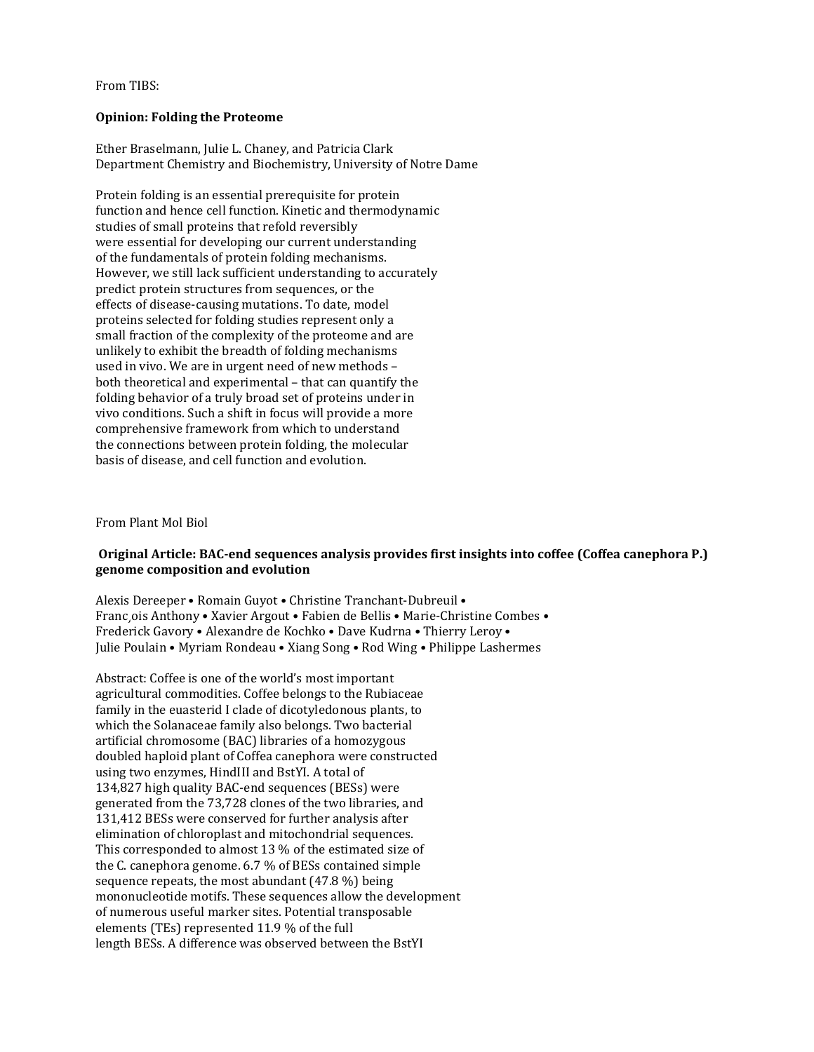From TIBS:

**Opinion: Folding the Proteome**

Ether Braselmann, Julie L. Chaney, and Patricia Clark
Department Chemistry and Biochemistry, University of Notre Dame

Protein folding is an essential prerequisite for protein function and hence cell function. Kinetic and thermodynamic studies of small proteins that refold reversibly were essential for developing our current understanding of the fundamentals of protein folding mechanisms. However, we still lack sufficient understanding to accurately predict protein structures from sequences, or the effects of disease-causing mutations. To date, model proteins selected for folding studies represent only a small fraction of the complexity of the proteome and are unlikely to exhibit the breadth of folding mechanisms used in vivo. We are in urgent need of new methods – both theoretical and experimental – that can quantify the folding behavior of a truly broad set of proteins under in vivo conditions. Such a shift in focus will provide a more comprehensive framework from which to understand the connections between protein folding, the molecular basis of disease, and cell function and evolution.

From Plant Mol Biol

**Original Article: BAC-end sequences analysis provides first insights into coffee (Coffea canephora P.) genome composition and evolution**

Alexis Dereeper • Romain Guyot • Christine Tranchant-Dubreuil • Franc¸ois Anthony • Xavier Argout • Fabien de Bellis • Marie-Christine Combes • Frederick Gavory • Alexandre de Kochko • Dave Kudrna • Thierry Leroy • Julie Poulain • Myriam Rondeau • Xiang Song • Rod Wing • Philippe Lashermes

Abstract: Coffee is one of the world's most important agricultural commodities. Coffee belongs to the Rubiaceae family in the euasterid I clade of dicotyledonous plants, to which the Solanaceae family also belongs. Two bacterial artificial chromosome (BAC) libraries of a homozygous doubled haploid plant of Coffea canephora were constructed using two enzymes, HindIII and BstYI. A total of 134,827 high quality BAC-end sequences (BESs) were generated from the 73,728 clones of the two libraries, and 131,412 BESs were conserved for further analysis after elimination of chloroplast and mitochondrial sequences. This corresponded to almost 13 % of the estimated size of the C. canephora genome. 6.7 % of BESs contained simple sequence repeats, the most abundant (47.8 %) being mononucleotide motifs. These sequences allow the development of numerous useful marker sites. Potential transposable elements (TEs) represented 11.9 % of the full length BESs. A difference was observed between the BstYI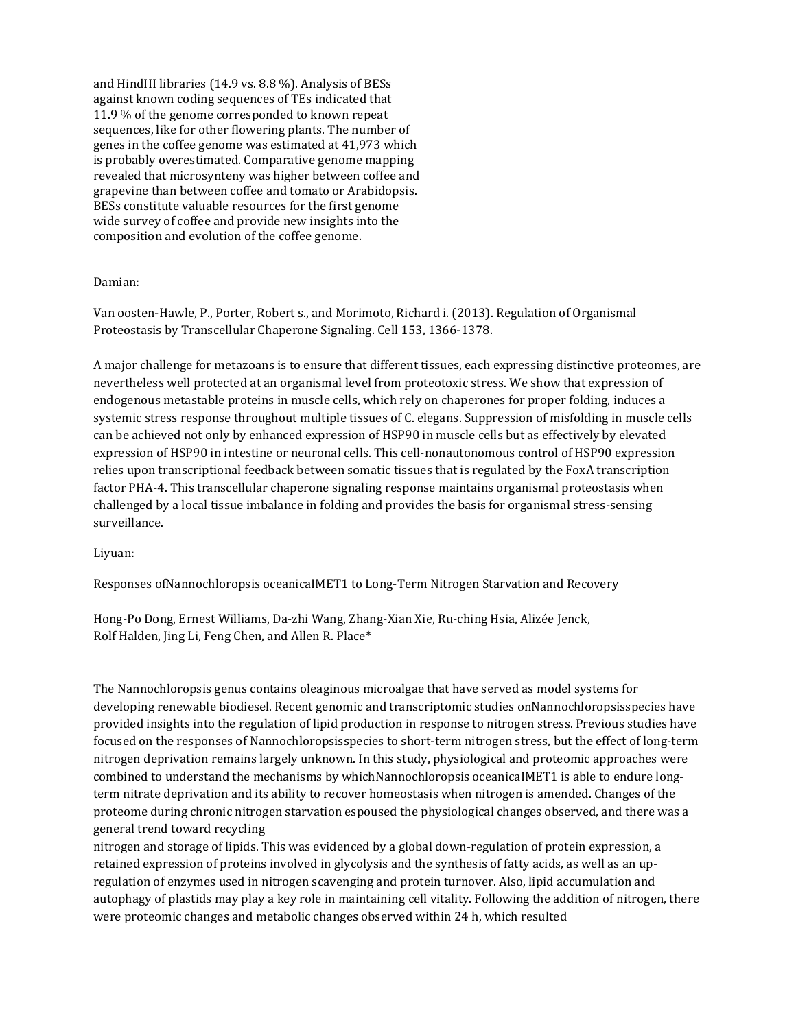and HindIII libraries (14.9 vs. 8.8 %). Analysis of BESs against known coding sequences of TEs indicated that 11.9 % of the genome corresponded to known repeat sequences, like for other flowering plants. The number of genes in the coffee genome was estimated at 41,973 which is probably overestimated. Comparative genome mapping revealed that microsynteny was higher between coffee and grapevine than between coffee and tomato or Arabidopsis. BESs constitute valuable resources for the first genome wide survey of coffee and provide new insights into the composition and evolution of the coffee genome.

Damian:

Van oosten-Hawle, P., Porter, Robert s., and Morimoto, Richard i. (2013). Regulation of Organismal Proteostasis by Transcellular Chaperone Signaling. Cell 153, 1366-1378.

A major challenge for metazoans is to ensure that different tissues, each expressing distinctive proteomes, are nevertheless well protected at an organismal level from proteotoxic stress. We show that expression of endogenous metastable proteins in muscle cells, which rely on chaperones for proper folding, induces a systemic stress response throughout multiple tissues of C. elegans. Suppression of misfolding in muscle cells can be achieved not only by enhanced expression of HSP90 in muscle cells but as effectively by elevated expression of HSP90 in intestine or neuronal cells. This cell-nonautonomous control of HSP90 expression relies upon transcriptional feedback between somatic tissues that is regulated by the FoxA transcription factor PHA-4. This transcellular chaperone signaling response maintains organismal proteostasis when challenged by a local tissue imbalance in folding and provides the basis for organismal stress-sensing surveillance.

Liyuan:

Responses ofNannochloropsis oceanicaIMET1 to Long-Term Nitrogen Starvation and Recovery

Hong-Po Dong, Ernest Williams, Da-zhi Wang, Zhang-Xian Xie, Ru-ching Hsia, Alizée Jenck, Rolf Halden, Jing Li, Feng Chen, and Allen R. Place*

The Nannochloropsis genus contains oleaginous microalgae that have served as model systems for developing renewable biodiesel. Recent genomic and transcriptomic studies onNannochloropsisspecies have provided insights into the regulation of lipid production in response to nitrogen stress. Previous studies have focused on the responses of Nannochloropsisspecies to short-term nitrogen stress, but the effect of long-term nitrogen deprivation remains largely unknown. In this study, physiological and proteomic approaches were combined to understand the mechanisms by whichNannochloropsis oceanicaIMET1 is able to endure long-term nitrate deprivation and its ability to recover homeostasis when nitrogen is amended. Changes of the proteome during chronic nitrogen starvation espoused the physiological changes observed, and there was a general trend toward recycling
nitrogen and storage of lipids. This was evidenced by a global down-regulation of protein expression, a retained expression of proteins involved in glycolysis and the synthesis of fatty acids, as well as an up-regulation of enzymes used in nitrogen scavenging and protein turnover. Also, lipid accumulation and autophagy of plastids may play a key role in maintaining cell vitality. Following the addition of nitrogen, there were proteomic changes and metabolic changes observed within 24 h, which resulted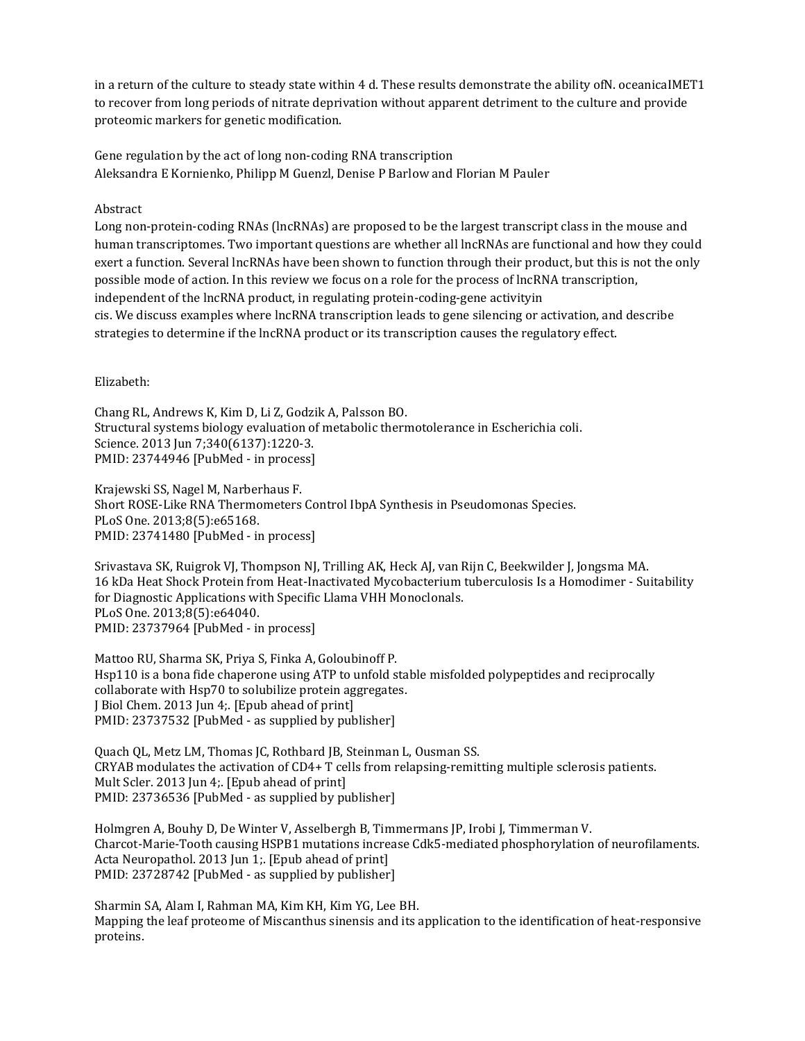in a return of the culture to steady state within 4 d. These results demonstrate the ability ofN. oceanicaIMET1 to recover from long periods of nitrate deprivation without apparent detriment to the culture and provide proteomic markers for genetic modification.

Gene regulation by the act of long non-coding RNA transcription
Aleksandra E Kornienko, Philipp M Guenzl, Denise P Barlow and Florian M Pauler

Abstract
Long non-protein-coding RNAs (lncRNAs) are proposed to be the largest transcript class in the mouse and human transcriptomes. Two important questions are whether all lncRNAs are functional and how they could exert a function. Several lncRNAs have been shown to function through their product, but this is not the only possible mode of action. In this review we focus on a role for the process of lncRNA transcription, independent of the lncRNA product, in regulating protein-coding-gene activityin
cis. We discuss examples where lncRNA transcription leads to gene silencing or activation, and describe strategies to determine if the lncRNA product or its transcription causes the regulatory effect.

Elizabeth:

Chang RL, Andrews K, Kim D, Li Z, Godzik A, Palsson BO.
Structural systems biology evaluation of metabolic thermotolerance in Escherichia coli.
Science. 2013 Jun 7;340(6137):1220-3.
PMID: 23744946 [PubMed - in process]

Krajewski SS, Nagel M, Narberhaus F.
Short ROSE-Like RNA Thermometers Control IbpA Synthesis in Pseudomonas Species.
PLoS One. 2013;8(5):e65168.
PMID: 23741480 [PubMed - in process]

Srivastava SK, Ruigrok VJ, Thompson NJ, Trilling AK, Heck AJ, van Rijn C, Beekwilder J, Jongsma MA.
16 kDa Heat Shock Protein from Heat-Inactivated Mycobacterium tuberculosis Is a Homodimer - Suitability for Diagnostic Applications with Specific Llama VHH Monoclonals.
PLoS One. 2013;8(5):e64040.
PMID: 23737964 [PubMed - in process]

Mattoo RU, Sharma SK, Priya S, Finka A, Goloubinoff P.
Hsp110 is a bona fide chaperone using ATP to unfold stable misfolded polypeptides and reciprocally collaborate with Hsp70 to solubilize protein aggregates.
J Biol Chem. 2013 Jun 4;. [Epub ahead of print]
PMID: 23737532 [PubMed - as supplied by publisher]

Quach QL, Metz LM, Thomas JC, Rothbard JB, Steinman L, Ousman SS.
CRYAB modulates the activation of CD4+ T cells from relapsing-remitting multiple sclerosis patients.
Mult Scler. 2013 Jun 4;. [Epub ahead of print]
PMID: 23736536 [PubMed - as supplied by publisher]

Holmgren A, Bouhy D, De Winter V, Asselbergh B, Timmermans JP, Irobi J, Timmerman V.
Charcot-Marie-Tooth causing HSPB1 mutations increase Cdk5-mediated phosphorylation of neurofilaments.
Acta Neuropathol. 2013 Jun 1;. [Epub ahead of print]
PMID: 23728742 [PubMed - as supplied by publisher]

Sharmin SA, Alam I, Rahman MA, Kim KH, Kim YG, Lee BH.
Mapping the leaf proteome of Miscanthus sinensis and its application to the identification of heat-responsive proteins.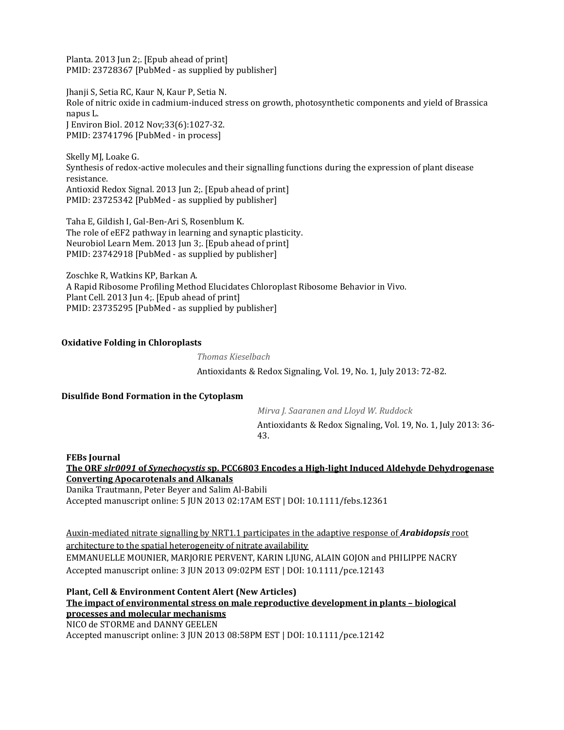Planta. 2013 Jun 2;. [Epub ahead of print]
PMID: 23728367 [PubMed - as supplied by publisher]

Jhanji S, Setia RC, Kaur N, Kaur P, Setia N.
Role of nitric oxide in cadmium-induced stress on growth, photosynthetic components and yield of Brassica napus L.
J Environ Biol. 2012 Nov;33(6):1027-32.
PMID: 23741796 [PubMed - in process]

Skelly MJ, Loake G.
Synthesis of redox-active molecules and their signalling functions during the expression of plant disease resistance.
Antioxid Redox Signal. 2013 Jun 2;. [Epub ahead of print]
PMID: 23725342 [PubMed - as supplied by publisher]

Taha E, Gildish I, Gal-Ben-Ari S, Rosenblum K.
The role of eEF2 pathway in learning and synaptic plasticity.
Neurobiol Learn Mem. 2013 Jun 3;. [Epub ahead of print]
PMID: 23742918 [PubMed - as supplied by publisher]

Zoschke R, Watkins KP, Barkan A.
A Rapid Ribosome Profiling Method Elucidates Chloroplast Ribosome Behavior in Vivo.
Plant Cell. 2013 Jun 4;. [Epub ahead of print]
PMID: 23735295 [PubMed - as supplied by publisher]

**Oxidative Folding in Chloroplasts**

*Thomas Kieselbach*

Antioxidants & Redox Signaling, Vol. 19, No. 1, July 2013: 72-82.

**Disulfide Bond Formation in the Cytoplasm**

*Mirva J. Saaranen and Lloyd W. Ruddock*

Antioxidants & Redox Signaling, Vol. 19, No. 1, July 2013: 36-43.

**FEBs Journal**

**The ORF *slr0091* of *Synechocystis* sp. PCC6803 Encodes a High-light Induced Aldehyde Dehydrogenase Converting Apocarotenals and Alkanals**

Danika Trautmann, Peter Beyer and Salim Al-Babili
Accepted manuscript online: 5 JUN 2013 02:17AM EST | DOI: 10.1111/febs.12361

Auxin-mediated nitrate signalling by NRT1.1 participates in the adaptive response of ***Arabidopsis*** root architecture to the spatial heterogeneity of nitrate availability
EMMANUELLE MOUNIER, MARJORIE PERVENT, KARIN LJUNG, ALAIN GOJON and PHILIPPE NACRY
Accepted manuscript online: 3 JUN 2013 09:02PM EST | DOI: 10.1111/pce.12143

**Plant, Cell & Environment Content Alert (New Articles)**

**The impact of environmental stress on male reproductive development in plants – biological processes and molecular mechanisms**

NICO de STORME and DANNY GEELEN
Accepted manuscript online: 3 JUN 2013 08:58PM EST | DOI: 10.1111/pce.12142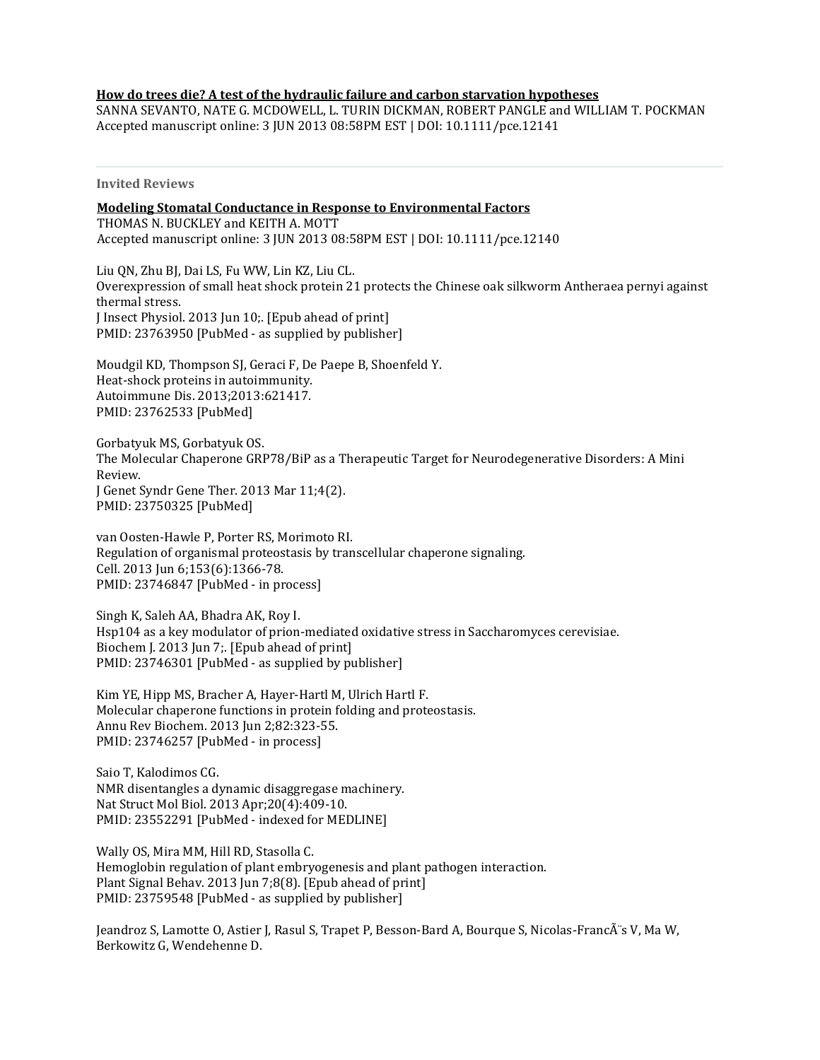**How do trees die? A test of the hydraulic failure and carbon starvation hypotheses**
SANNA SEVANTO, NATE G. MCDOWELL, L. TURIN DICKMAN, ROBERT PANGLE and WILLIAM T. POCKMAN
Accepted manuscript online: 3 JUN 2013 08:58PM EST | DOI: 10.1111/pce.12141

---

### Invited Reviews

**Modeling Stomatal Conductance in Response to Environmental Factors**
THOMAS N. BUCKLEY and KEITH A. MOTT
Accepted manuscript online: 3 JUN 2013 08:58PM EST | DOI: 10.1111/pce.12140

Liu QN, Zhu BJ, Dai LS, Fu WW, Lin KZ, Liu CL.
Overexpression of small heat shock protein 21 protects the Chinese oak silkworm Antheraea pernyi against thermal stress.
J Insect Physiol. 2013 Jun 10;. [Epub ahead of print]
PMID: 23763950 [PubMed - as supplied by publisher]

Moudgil KD, Thompson SJ, Geraci F, De Paepe B, Shoenfeld Y.
Heat-shock proteins in autoimmunity.
Autoimmune Dis. 2013;2013:621417.
PMID: 23762533 [PubMed]

Gorbatyuk MS, Gorbatyuk OS.
The Molecular Chaperone GRP78/BiP as a Therapeutic Target for Neurodegenerative Disorders: A Mini Review.
J Genet Syndr Gene Ther. 2013 Mar 11;4(2).
PMID: 23750325 [PubMed]

van Oosten-Hawle P, Porter RS, Morimoto RI.
Regulation of organismal proteostasis by transcellular chaperone signaling.
Cell. 2013 Jun 6;153(6):1366-78.
PMID: 23746847 [PubMed - in process]

Singh K, Saleh AA, Bhadra AK, Roy I.
Hsp104 as a key modulator of prion-mediated oxidative stress in Saccharomyces cerevisiae.
Biochem J. 2013 Jun 7;. [Epub ahead of print]
PMID: 23746301 [PubMed - as supplied by publisher]

Kim YE, Hipp MS, Bracher A, Hayer-Hartl M, Ulrich Hartl F.
Molecular chaperone functions in protein folding and proteostasis.
Annu Rev Biochem. 2013 Jun 2;82:323-55.
PMID: 23746257 [PubMed - in process]

Saio T, Kalodimos CG.
NMR disentangles a dynamic disaggregase machinery.
Nat Struct Mol Biol. 2013 Apr;20(4):409-10.
PMID: 23552291 [PubMed - indexed for MEDLINE]

Wally OS, Mira MM, Hill RD, Stasolla C.
Hemoglobin regulation of plant embryogenesis and plant pathogen interaction.
Plant Signal Behav. 2013 Jun 7;8(8). [Epub ahead of print]
PMID: 23759548 [PubMed - as supplied by publisher]

Jeandroz S, Lamotte O, Astier J, Rasul S, Trapet P, Besson-Bard A, Bourque S, Nicolas-FrancÃ¨s V, Ma W, Berkowitz G, Wendehenne D.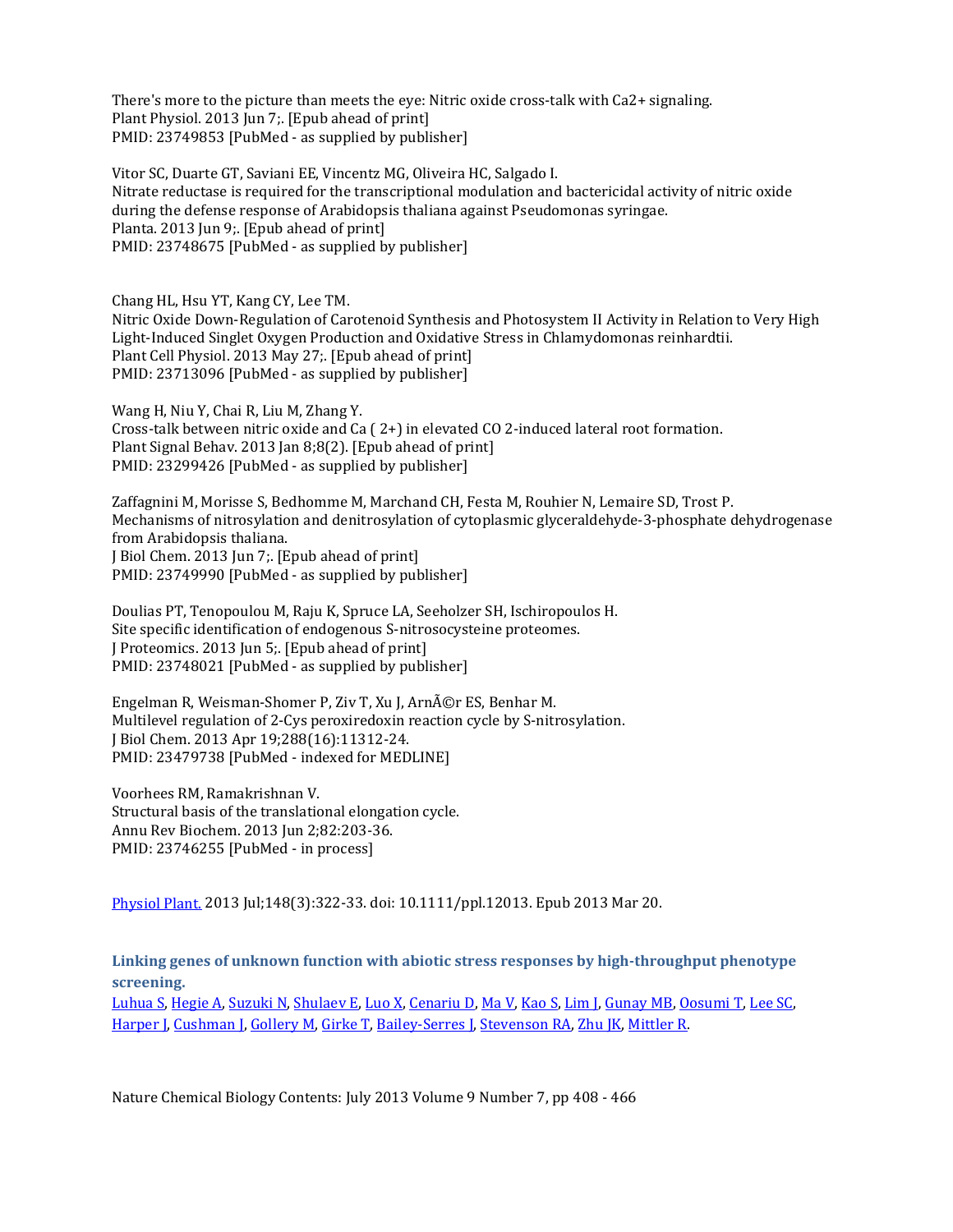There's more to the picture than meets the eye: Nitric oxide cross-talk with Ca2+ signaling.
Plant Physiol. 2013 Jun 7;. [Epub ahead of print]
PMID: 23749853 [PubMed - as supplied by publisher]

Vitor SC, Duarte GT, Saviani EE, Vincentz MG, Oliveira HC, Salgado I.
Nitrate reductase is required for the transcriptional modulation and bactericidal activity of nitric oxide during the defense response of Arabidopsis thaliana against Pseudomonas syringae.
Planta. 2013 Jun 9;. [Epub ahead of print]
PMID: 23748675 [PubMed - as supplied by publisher]

Chang HL, Hsu YT, Kang CY, Lee TM.
Nitric Oxide Down-Regulation of Carotenoid Synthesis and Photosystem II Activity in Relation to Very High Light-Induced Singlet Oxygen Production and Oxidative Stress in Chlamydomonas reinhardtii.
Plant Cell Physiol. 2013 May 27;. [Epub ahead of print]
PMID: 23713096 [PubMed - as supplied by publisher]

Wang H, Niu Y, Chai R, Liu M, Zhang Y.
Cross-talk between nitric oxide and Ca ( 2+) in elevated CO 2-induced lateral root formation.
Plant Signal Behav. 2013 Jan 8;8(2). [Epub ahead of print]
PMID: 23299426 [PubMed - as supplied by publisher]

Zaffagnini M, Morisse S, Bedhomme M, Marchand CH, Festa M, Rouhier N, Lemaire SD, Trost P.
Mechanisms of nitrosylation and denitrosylation of cytoplasmic glyceraldehyde-3-phosphate dehydrogenase from Arabidopsis thaliana.
J Biol Chem. 2013 Jun 7;. [Epub ahead of print]
PMID: 23749990 [PubMed - as supplied by publisher]

Doulias PT, Tenopoulou M, Raju K, Spruce LA, Seeholzer SH, Ischiropoulos H.
Site specific identification of endogenous S-nitrosocysteine proteomes.
J Proteomics. 2013 Jun 5;. [Epub ahead of print]
PMID: 23748021 [PubMed - as supplied by publisher]

Engelman R, Weisman-Shomer P, Ziv T, Xu J, ArnÃ©r ES, Benhar M.
Multilevel regulation of 2-Cys peroxiredoxin reaction cycle by S-nitrosylation.
J Biol Chem. 2013 Apr 19;288(16):11312-24.
PMID: 23479738 [PubMed - indexed for MEDLINE]

Voorhees RM, Ramakrishnan V.
Structural basis of the translational elongation cycle.
Annu Rev Biochem. 2013 Jun 2;82:203-36.
PMID: 23746255 [PubMed - in process]

Physiol Plant. 2013 Jul;148(3):322-33. doi: 10.1111/ppl.12013. Epub 2013 Mar 20.

**Linking genes of unknown function with abiotic stress responses by high-throughput phenotype screening.**
Luhua S, Hegie A, Suzuki N, Shulaev E, Luo X, Cenariu D, Ma V, Kao S, Lim J, Gunay MB, Oosumi T, Lee SC, Harper J, Cushman J, Gollery M, Girke T, Bailey-Serres J, Stevenson RA, Zhu JK, Mittler R.

Nature Chemical Biology Contents: July 2013 Volume 9 Number 7, pp 408 - 466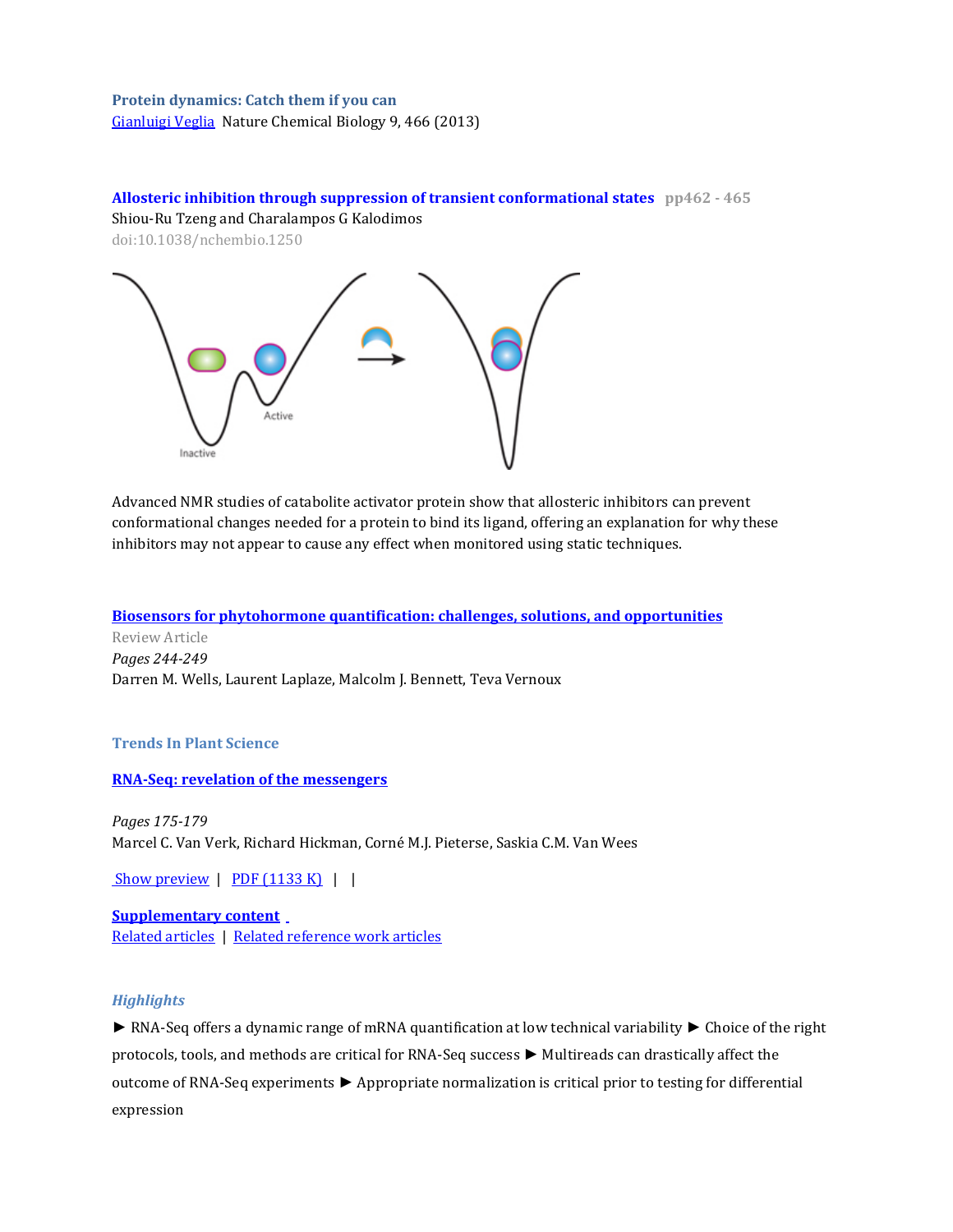**Protein dynamics: Catch them if you can**
Gianluigi Veglia Nature Chemical Biology 9, 466 (2013)

**Allosteric inhibition through suppression of transient conformational states** pp462 - 465
Shiou-Ru Tzeng and Charalampos G Kalodimos
doi:10.1038/nchembio.1250

Inactive

Active

Advanced NMR studies of catabolite activator protein show that allosteric inhibitors can prevent conformational changes needed for a protein to bind its ligand, offering an explanation for why these inhibitors may not appear to cause any effect when monitored using static techniques.

**Biosensors for phytohormone quantification: challenges, solutions, and opportunities**
Review Article
*Pages 244-249*
Darren M. Wells, Laurent Laplaze, Malcolm J. Bennett, Teva Vernoux

**Trends In Plant Science**

**RNA-Seq: revelation of the messengers**

*Pages 175-179*
Marcel C. Van Verk, Richard Hickman, Corné M.J. Pieterse, Saskia C.M. Van Wees

Show preview | PDF (1133 K) | |

**Supplementary content**
Related articles | Related reference work articles

***Highlights***

► RNA-Seq offers a dynamic range of mRNA quantification at low technical variability ► Choice of the right protocols, tools, and methods are critical for RNA-Seq success ► Multireads can drastically affect the outcome of RNA-Seq experiments ► Appropriate normalization is critical prior to testing for differential expression